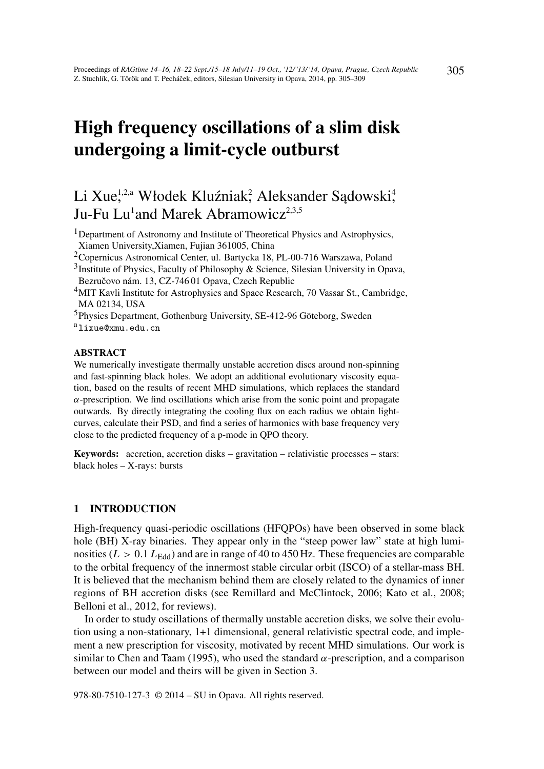# High frequency oscillations of a slim disk undergoing a limit-cycle outburst

Li Xue,[1,2,a] Włodek Kluźniak,[2] Aleksander Sądowski,[4] Ju-Fu Lu[1] and Marek Abramowicz[2,3,5]

[1] Department of Astronomy and Institute of Theoretical Physics and Astrophysics, Xiamen University, Xiamen, Fujian 361005, China

[2] Copernicus Astronomical Center, ul. Bartycka 18, PL-00-716 Warszawa, Poland

[3] Institute of Physics, Faculty of Philosophy & Science, Silesian University in Opava, Bezručovo nám. 13, CZ-746 01 Opava, Czech Republic

[4] MIT Kavli Institute for Astrophysics and Space Research, 70 Vassar St., Cambridge, MA 02134, USA

[5] Physics Department, Gothenburg University, SE-412-96 Göteborg, Sweden

[a] lixue@xmu.edu.cn

### ABSTRACT

We numerically investigate thermally unstable accretion discs around non-spinning and fast-spinning black holes. We adopt an additional evolutionary viscosity equation, based on the results of recent MHD simulations, which replaces the standard $\alpha$-prescription. We find oscillations which arise from the sonic point and propagate outwards. By directly integrating the cooling flux on each radius we obtain light-curves, calculate their PSD, and find a series of harmonics with base frequency very close to the predicted frequency of a p-mode in QPO theory.

**Keywords:** accretion, accretion disks – gravitation – relativistic processes – stars: black holes – X-rays: bursts

## 1 INTRODUCTION

High-frequency quasi-periodic oscillations (HFQPOs) have been observed in some black hole (BH) X-ray binaries. They appear only in the "steep power law" state at high luminosities ($L > 0.1\, L_{\text{Edd}}$) and are in range of 40 to 450 Hz. These frequencies are comparable to the orbital frequency of the innermost stable circular orbit (ISCO) of a stellar-mass BH. It is believed that the mechanism behind them are closely related to the dynamics of inner regions of BH accretion disks (see Remillard and McClintock, 2006; Kato et al., 2008; Belloni et al., 2012, for reviews).

In order to study oscillations of thermally unstable accretion disks, we solve their evolution using a non-stationary, 1+1 dimensional, general relativistic spectral code, and implement a new prescription for viscosity, motivated by recent MHD simulations. Our work is similar to Chen and Taam (1995), who used the standard $\alpha$-prescription, and a comparison between our model and theirs will be given in Section 3.

978-80-7510-127-3 © 2014 – SU in Opava. All rights reserved.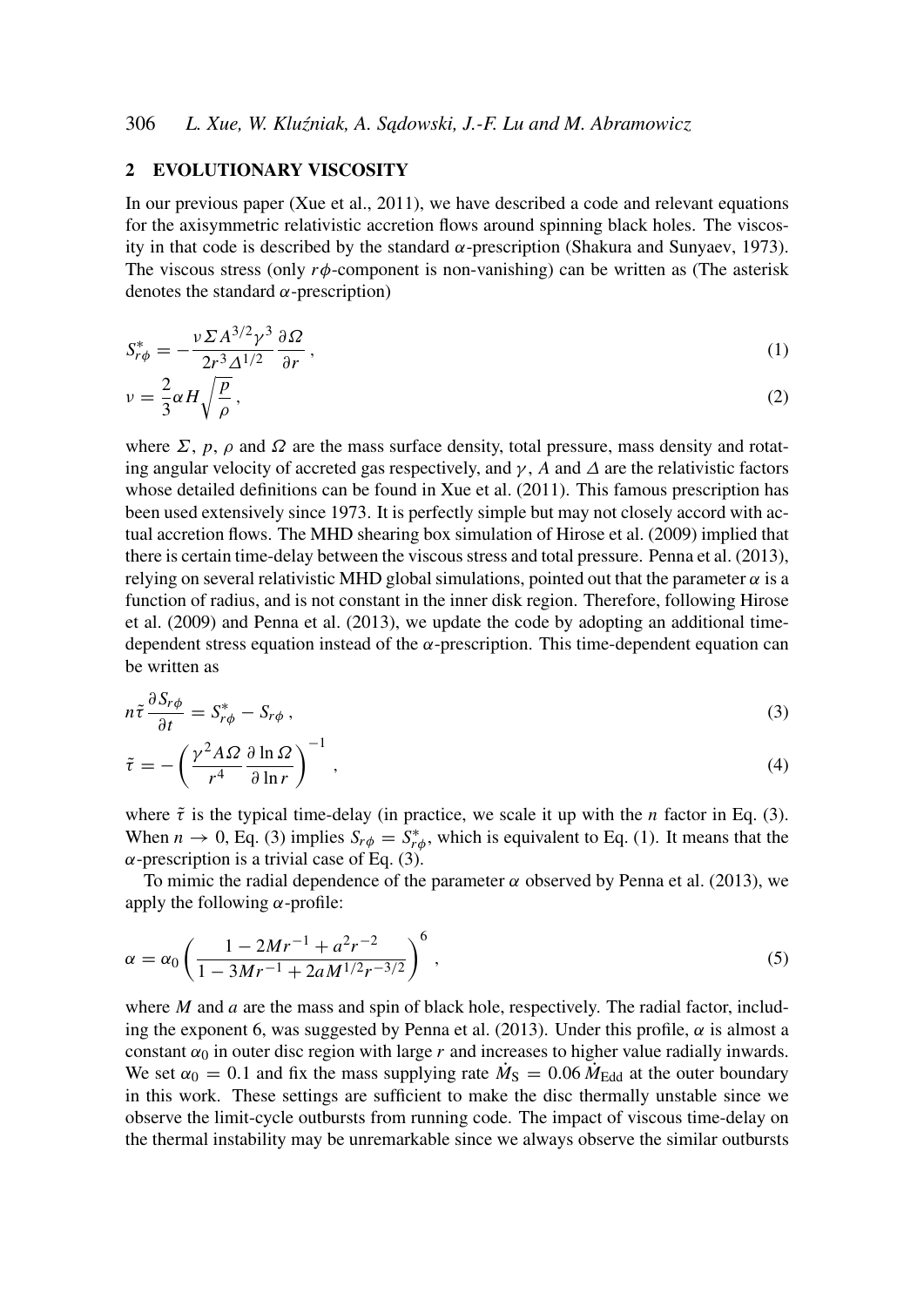## 2 EVOLUTIONARY VISCOSITY

In our previous paper (Xue et al., 2011), we have described a code and relevant equations for the axisymmetric relativistic accretion flows around spinning black holes. The viscosity in that code is described by the standard $\alpha$-prescription (Shakura and Sunyaev, 1973). The viscous stress (only $r\phi$-component is non-vanishing) can be written as (The asterisk denotes the standard $\alpha$-prescription)

$$S^*_{r\phi} = -\frac{\nu \Sigma A^{3/2} \gamma^3}{2r^3 \Delta^{1/2}} \frac{\partial \Omega}{\partial r}\,, \tag{1}$$

$$\nu = \frac{2}{3} \alpha H \sqrt{\frac{p}{\rho}}\,, \tag{2}$$

where $\Sigma$, $p$, $\rho$ and $\Omega$ are the mass surface density, total pressure, mass density and rotating angular velocity of accreted gas respectively, and $\gamma$, $A$ and $\Delta$ are the relativistic factors whose detailed definitions can be found in Xue et al. (2011). This famous prescription has been used extensively since 1973. It is perfectly simple but may not closely accord with actual accretion flows. The MHD shearing box simulation of Hirose et al. (2009) implied that there is certain time-delay between the viscous stress and total pressure. Penna et al. (2013), relying on several relativistic MHD global simulations, pointed out that the parameter $\alpha$ is a function of radius, and is not constant in the inner disk region. Therefore, following Hirose et al. (2009) and Penna et al. (2013), we update the code by adopting an additional time-dependent stress equation instead of the $\alpha$-prescription. This time-dependent equation can be written as

$$n\tilde{\tau} \frac{\partial S_{r\phi}}{\partial t} = S^*_{r\phi} - S_{r\phi}\,, \tag{3}$$

$$\tilde{\tau} = -\left( \frac{\gamma^2 A \Omega}{r^4} \frac{\partial \ln \Omega}{\partial \ln r} \right)^{-1}\,, \tag{4}$$

where $\tilde{\tau}$ is the typical time-delay (in practice, we scale it up with the $n$ factor in Eq. (3). When $n \to 0$, Eq. (3) implies $S_{r\phi} = S^*_{r\phi}$, which is equivalent to Eq. (1). It means that the $\alpha$-prescription is a trivial case of Eq. (3).

To mimic the radial dependence of the parameter $\alpha$ observed by Penna et al. (2013), we apply the following $\alpha$-profile:

$$\alpha = \alpha_0 \left( \frac{1 - 2Mr^{-1} + a^2 r^{-2}}{1 - 3Mr^{-1} + 2aM^{1/2} r^{-3/2}} \right)^6\,, \tag{5}$$

where $M$ and $a$ are the mass and spin of black hole, respectively. The radial factor, including the exponent 6, was suggested by Penna et al. (2013). Under this profile, $\alpha$ is almost a constant $\alpha_0$ in outer disc region with large $r$ and increases to higher value radially inwards. We set $\alpha_0 = 0.1$ and fix the mass supplying rate $\dot{M}_{\rm S} = 0.06\,\dot{M}_{\rm Edd}$ at the outer boundary in this work. These settings are sufficient to make the disc thermally unstable since we observe the limit-cycle outbursts from running code. The impact of viscous time-delay on the thermal instability may be unremarkable since we always observe the similar outbursts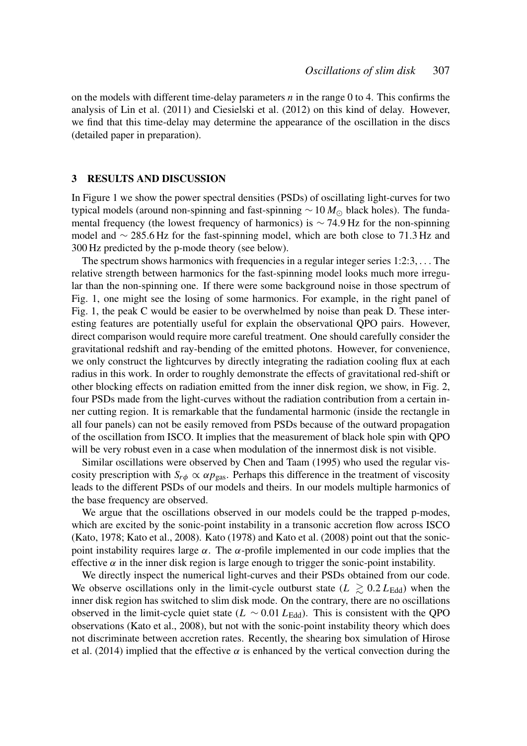on the models with different time-delay parameters $n$ in the range 0 to 4. This confirms the analysis of Lin et al. (2011) and Ciesielski et al. (2012) on this kind of delay. However, we find that this time-delay may determine the appearance of the oscillation in the discs (detailed paper in preparation).

## 3 RESULTS AND DISCUSSION

In Figure 1 we show the power spectral densities (PSDs) of oscillating light-curves for two typical models (around non-spinning and fast-spinning $\sim 10\,M_{\odot}$ black holes). The fundamental frequency (the lowest frequency of harmonics) is $\sim 74.9$ Hz for the non-spinning model and $\sim 285.6$ Hz for the fast-spinning model, which are both close to 71.3 Hz and 300 Hz predicted by the p-mode theory (see below).

The spectrum shows harmonics with frequencies in a regular integer series 1:2:3, ... The relative strength between harmonics for the fast-spinning model looks much more irregular than the non-spinning one. If there were some background noise in those spectrum of Fig. 1, one might see the losing of some harmonics. For example, in the right panel of Fig. 1, the peak C would be easier to be overwhelmed by noise than peak D. These interesting features are potentially useful for explain the observational QPO pairs. However, direct comparison would require more careful treatment. One should carefully consider the gravitational redshift and ray-bending of the emitted photons. However, for convenience, we only construct the lightcurves by directly integrating the radiation cooling flux at each radius in this work. In order to roughly demonstrate the effects of gravitational red-shift or other blocking effects on radiation emitted from the inner disk region, we show, in Fig. 2, four PSDs made from the light-curves without the radiation contribution from a certain inner cutting region. It is remarkable that the fundamental harmonic (inside the rectangle in all four panels) can not be easily removed from PSDs because of the outward propagation of the oscillation from ISCO. It implies that the measurement of black hole spin with QPO will be very robust even in a case when modulation of the innermost disk is not visible.

Similar oscillations were observed by Chen and Taam (1995) who used the regular viscosity prescription with $S_{r\phi} \propto \alpha p_{\rm gas}$. Perhaps this difference in the treatment of viscosity leads to the different PSDs of our models and theirs. In our models multiple harmonics of the base frequency are observed.

We argue that the oscillations observed in our models could be the trapped p-modes, which are excited by the sonic-point instability in a transonic accretion flow across ISCO (Kato, 1978; Kato et al., 2008). Kato (1978) and Kato et al. (2008) point out that the sonic-point instability requires large $\alpha$. The $\alpha$-profile implemented in our code implies that the effective $\alpha$ in the inner disk region is large enough to trigger the sonic-point instability.

We directly inspect the numerical light-curves and their PSDs obtained from our code. We observe oscillations only in the limit-cycle outburst state ($L \gtrsim 0.2\,L_{\rm Edd}$) when the inner disk region has switched to slim disk mode. On the contrary, there are no oscillations observed in the limit-cycle quiet state ($L \sim 0.01\,L_{\rm Edd}$). This is consistent with the QPO observations (Kato et al., 2008), but not with the sonic-point instability theory which does not discriminate between accretion rates. Recently, the shearing box simulation of Hirose et al. (2014) implied that the effective $\alpha$ is enhanced by the vertical convection during the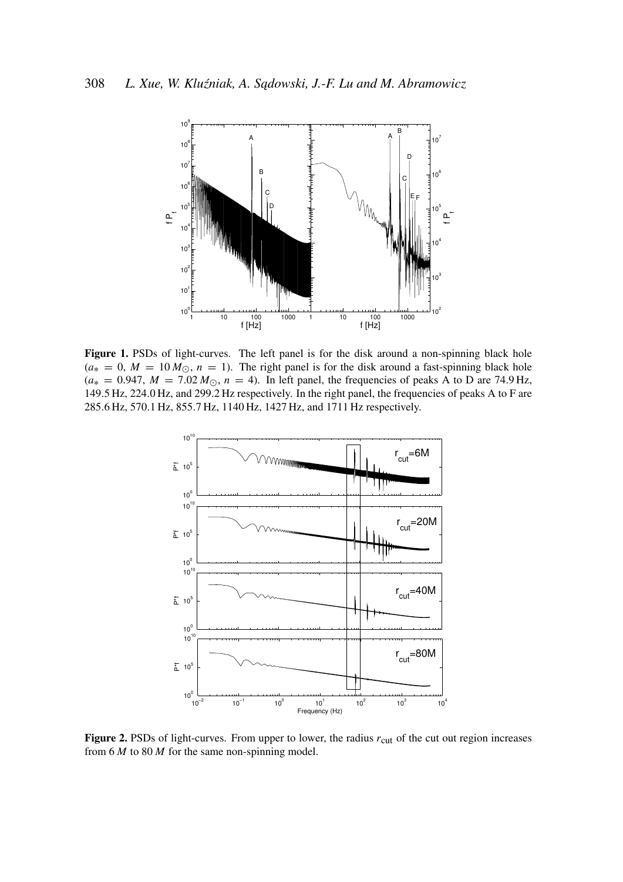**Figure 1.** PSDs of light-curves. The left panel is for the disk around a non-spinning black hole ($a_* = 0$, $M = 10\,M_\odot$, $n = 1$). The right panel is for the disk around a fast-spinning black hole ($a_* = 0.947$, $M = 7.02\,M_\odot$, $n = 4$). In left panel, the frequencies of peaks A to D are 74.9 Hz, 149.5 Hz, 224.0 Hz, and 299.2 Hz respectively. In the right panel, the frequencies of peaks A to F are 285.6 Hz, 570.1 Hz, 855.7 Hz, 1140 Hz, 1427 Hz, and 1711 Hz respectively.

**Figure 2.** PSDs of light-curves. From upper to lower, the radius $r_{\rm cut}$ of the cut out region increases from $6\,M$ to $80\,M$ for the same non-spinning model.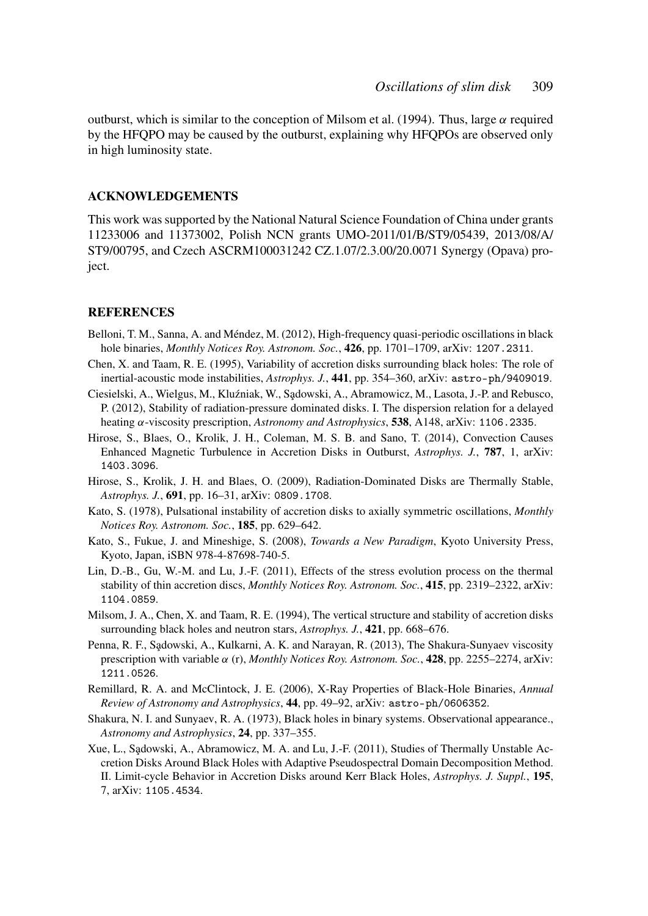outburst, which is similar to the conception of Milsom et al. (1994). Thus, large $\alpha$ required by the HFQPO may be caused by the outburst, explaining why HFQPOs are observed only in high luminosity state.

## ACKNOWLEDGEMENTS

This work was supported by the National Natural Science Foundation of China under grants 11233006 and 11373002, Polish NCN grants UMO-2011/01/B/ST9/05439, 2013/08/A/ST9/00795, and Czech ASCRM100031242 CZ.1.07/2.3.00/20.0071 Synergy (Opava) project.

## REFERENCES

Belloni, T. M., Sanna, A. and Méndez, M. (2012), High-frequency quasi-periodic oscillations in black hole binaries, *Monthly Notices Roy. Astronom. Soc.*, **426**, pp. 1701–1709, arXiv: 1207.2311.

Chen, X. and Taam, R. E. (1995), Variability of accretion disks surrounding black holes: The role of inertial-acoustic mode instabilities, *Astrophys. J.*, **441**, pp. 354–360, arXiv: astro-ph/9409019.

Ciesielski, A., Wielgus, M., Kluźniak, W., Sądowski, A., Abramowicz, M., Lasota, J.-P. and Rebusco, P. (2012), Stability of radiation-pressure dominated disks. I. The dispersion relation for a delayed heating $\alpha$-viscosity prescription, *Astronomy and Astrophysics*, **538**, A148, arXiv: 1106.2335.

Hirose, S., Blaes, O., Krolik, J. H., Coleman, M. S. B. and Sano, T. (2014), Convection Causes Enhanced Magnetic Turbulence in Accretion Disks in Outburst, *Astrophys. J.*, **787**, 1, arXiv: 1403.3096.

Hirose, S., Krolik, J. H. and Blaes, O. (2009), Radiation-Dominated Disks are Thermally Stable, *Astrophys. J.*, **691**, pp. 16–31, arXiv: 0809.1708.

Kato, S. (1978), Pulsational instability of accretion disks to axially symmetric oscillations, *Monthly Notices Roy. Astronom. Soc.*, **185**, pp. 629–642.

Kato, S., Fukue, J. and Mineshige, S. (2008), *Towards a New Paradigm*, Kyoto University Press, Kyoto, Japan, iSBN 978-4-87698-740-5.

Lin, D.-B., Gu, W.-M. and Lu, J.-F. (2011), Effects of the stress evolution process on the thermal stability of thin accretion discs, *Monthly Notices Roy. Astronom. Soc.*, **415**, pp. 2319–2322, arXiv: 1104.0859.

Milsom, J. A., Chen, X. and Taam, R. E. (1994), The vertical structure and stability of accretion disks surrounding black holes and neutron stars, *Astrophys. J.*, **421**, pp. 668–676.

Penna, R. F., Sądowski, A., Kulkarni, A. K. and Narayan, R. (2013), The Shakura-Sunyaev viscosity prescription with variable $\alpha$ (r), *Monthly Notices Roy. Astronom. Soc.*, **428**, pp. 2255–2274, arXiv: 1211.0526.

Remillard, R. A. and McClintock, J. E. (2006), X-Ray Properties of Black-Hole Binaries, *Annual Review of Astronomy and Astrophysics*, **44**, pp. 49–92, arXiv: astro-ph/0606352.

Shakura, N. I. and Sunyaev, R. A. (1973), Black holes in binary systems. Observational appearance., *Astronomy and Astrophysics*, **24**, pp. 337–355.

Xue, L., Sądowski, A., Abramowicz, M. A. and Lu, J.-F. (2011), Studies of Thermally Unstable Accretion Disks Around Black Holes with Adaptive Pseudospectral Domain Decomposition Method. II. Limit-cycle Behavior in Accretion Disks around Kerr Black Holes, *Astrophys. J. Suppl.*, **195**, 7, arXiv: 1105.4534.